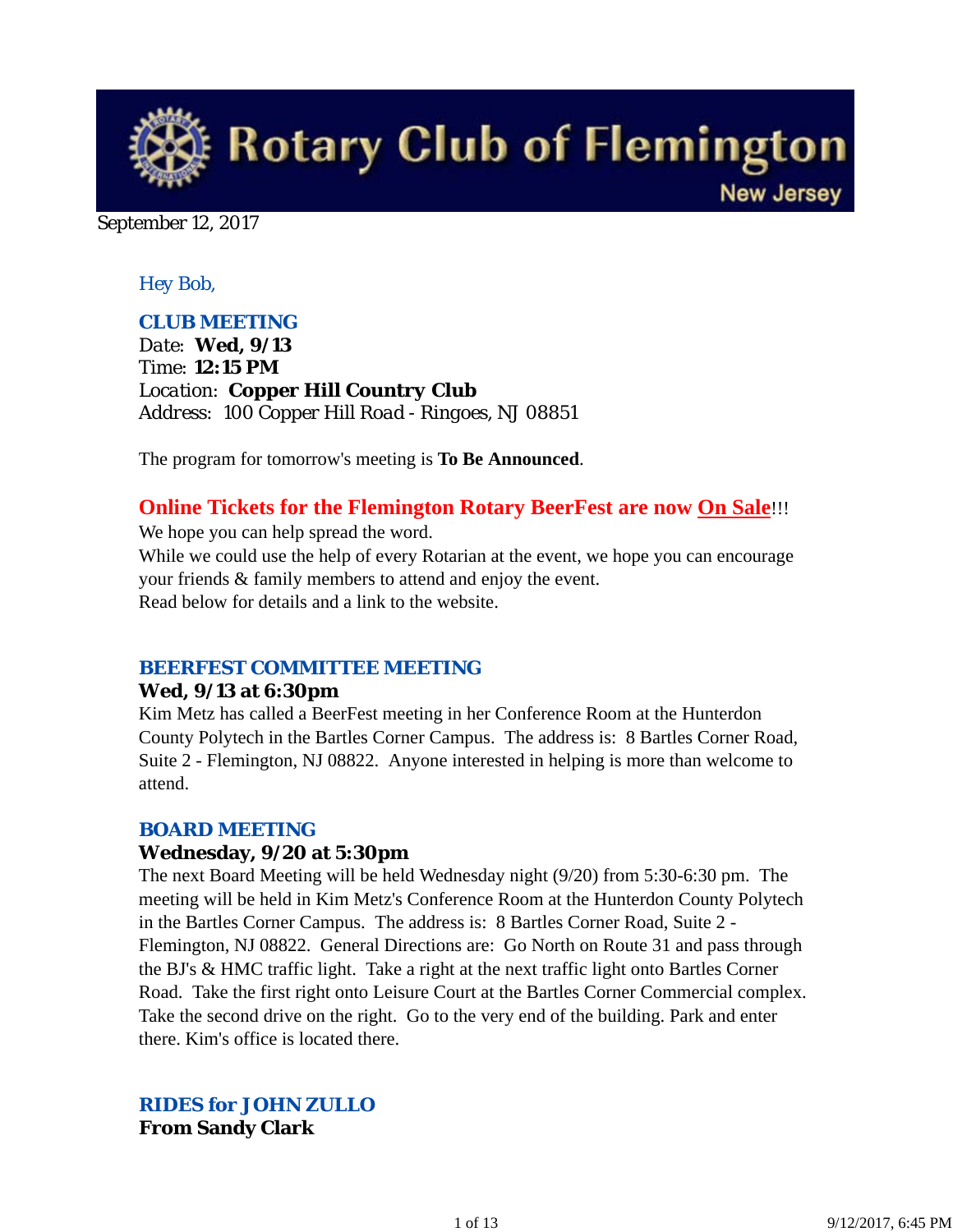# Rotary Club of Flemington New Jersey

September 12, 2017

*Hey Bob,*

### CLUB MEETING

Date: **Wed, 9/13**
Time: **12:15 PM**
Location: **Copper Hill Country Club**
Address: 100 Copper Hill Road - Ringoes, NJ 08851

The program for tomorrow's meeting is **To Be Announced**.

**Online Tickets for the Flemington Rotary BeerFest are now On Sale!!!**
We hope you can help spread the word.
While we could use the help of every Rotarian at the event, we hope you can encourage your friends & family members to attend and enjoy the event.
Read below for details and a link to the website.

### BEERFEST COMMITTEE MEETING

**Wed, 9/13 at 6:30pm**
Kim Metz has called a BeerFest meeting in her Conference Room at the Hunterdon County Polytech in the Bartles Corner Campus. The address is: 8 Bartles Corner Road, Suite 2 - Flemington, NJ 08822. Anyone interested in helping is more than welcome to attend.

### BOARD MEETING

**Wednesday, 9/20 at 5:30pm**
The next Board Meeting will be held Wednesday night (9/20) from 5:30-6:30 pm. The meeting will be held in Kim Metz's Conference Room at the Hunterdon County Polytech in the Bartles Corner Campus. The address is: 8 Bartles Corner Road, Suite 2 - Flemington, NJ 08822. General Directions are: Go North on Route 31 and pass through the BJ's & HMC traffic light. Take a right at the next traffic light onto Bartles Corner Road. Take the first right onto Leisure Court at the Bartles Corner Commercial complex. Take the second drive on the right. Go to the very end of the building. Park and enter there. Kim's office is located there.

### RIDES for JOHN ZULLO

**From Sandy Clark**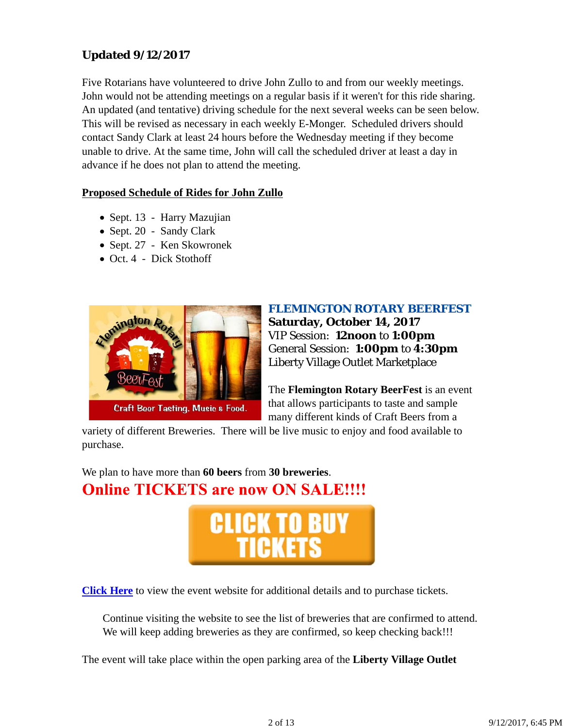## Updated 9/12/2017

Five Rotarians have volunteered to drive John Zullo to and from our weekly meetings. John would not be attending meetings on a regular basis if it weren't for this ride sharing. An updated (and tentative) driving schedule for the next several weeks can be seen below. This will be revised as necessary in each weekly E-Monger. Scheduled drivers should contact Sandy Clark at least 24 hours before the Wednesday meeting if they become unable to drive. At the same time, John will call the scheduled driver at least a day in advance if he does not plan to attend the meeting.

**Proposed Schedule of Rides for John Zullo**

- Sept. 13 - Harry Mazujian
- Sept. 20 - Sandy Clark
- Sept. 27 - Ken Skowronek
- Oct. 4 - Dick Stothoff

**FLEMINGTON ROTARY BEERFEST**
**Saturday, October 14, 2017**
VIP Session: **12noon** to **1:00pm**
General Session: **1:00pm** to **4:30pm**
Liberty Village Outlet Marketplace

The **Flemington Rotary BeerFest** is an event that allows participants to taste and sample many different kinds of Craft Beers from a variety of different Breweries. There will be live music to enjoy and food available to purchase.

We plan to have more than **60 beers** from **30 breweries**.

**Online TICKETS are now ON SALE!!!!**

CLICK TO BUY TICKETS

**Click Here** to view the event website for additional details and to purchase tickets.

> Continue visiting the website to see the list of breweries that are confirmed to attend. We will keep adding breweries as they are confirmed, so keep checking back!!!

The event will take place within the open parking area of the **Liberty Village Outlet**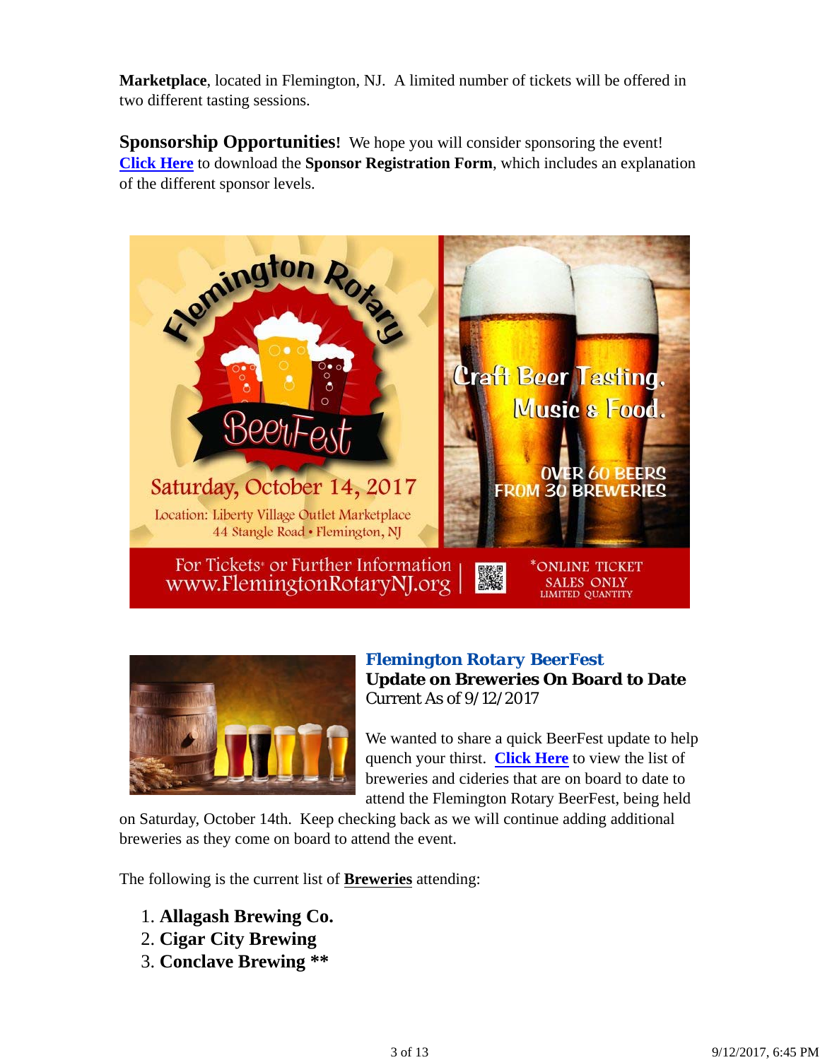**Marketplace**, located in Flemington, NJ. A limited number of tickets will be offered in two different tasting sessions.

**Sponsorship Opportunities!** We hope you will consider sponsoring the event! **Click Here** to download the **Sponsor Registration Form**, which includes an explanation of the different sponsor levels.

**Flemington Rotary BeerFest**
**Update on Breweries On Board to Date**
Current As of 9/12/2017

We wanted to share a quick BeerFest update to help quench your thirst. **Click Here** to view the list of breweries and cideries that are on board to date to attend the Flemington Rotary BeerFest, being held on Saturday, October 14th. Keep checking back as we will continue adding additional breweries as they come on board to attend the event.

The following is the current list of **Breweries** attending:

1. **Allagash Brewing Co.**
2. **Cigar City Brewing**
3. **Conclave Brewing ****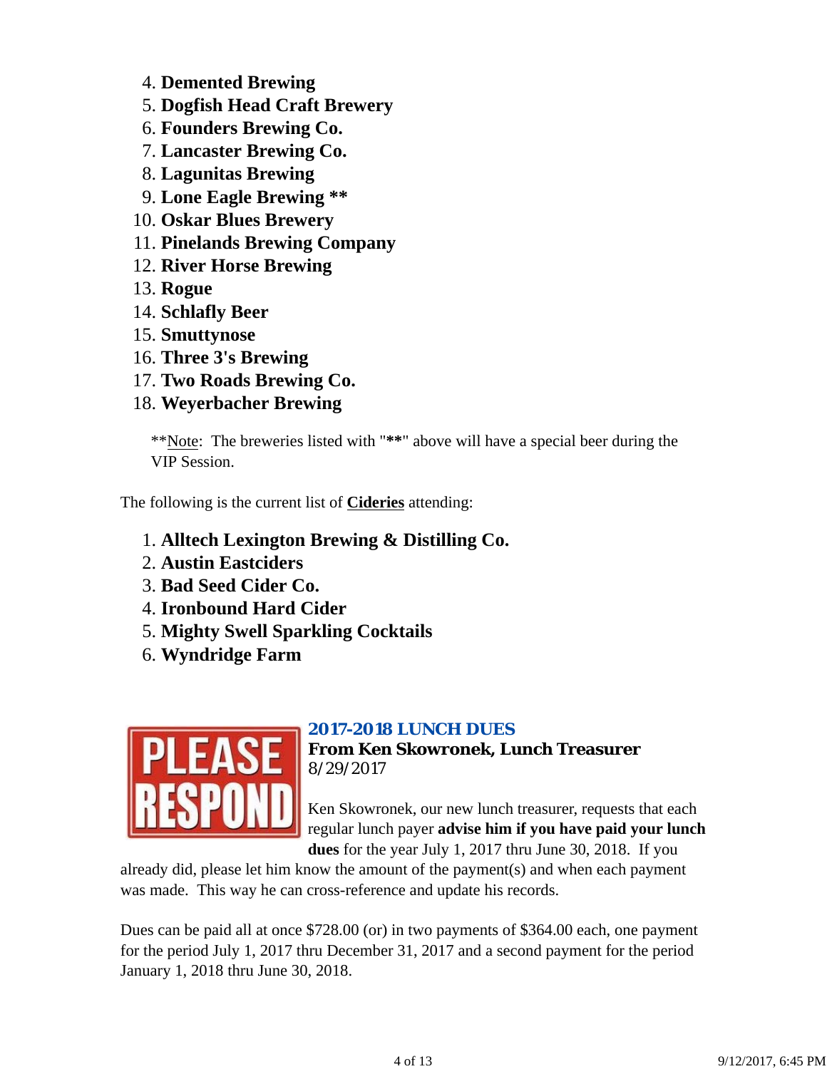4. **Demented Brewing**
5. **Dogfish Head Craft Brewery**
6. **Founders Brewing Co.**
7. **Lancaster Brewing Co.**
8. **Lagunitas Brewing**
9. **Lone Eagle Brewing ****
10. **Oskar Blues Brewery**
11. **Pinelands Brewing Company**
12. **River Horse Brewing**
13. **Rogue**
14. **Schlafly Beer**
15. **Smuttynose**
16. **Three 3's Brewing**
17. **Two Roads Brewing Co.**
18. **Weyerbacher Brewing**

> **Note: The breweries listed with "**" above will have a special beer during the VIP Session.

The following is the current list of **Cideries** attending:

1. **Alltech Lexington Brewing & Distilling Co.**
2. **Austin Eastciders**
3. **Bad Seed Cider Co.**
4. **Ironbound Hard Cider**
5. **Mighty Swell Sparkling Cocktails**
6. **Wyndridge Farm**

### 2017-2018 LUNCH DUES

**From Ken Skowronek, Lunch Treasurer**
8/29/2017

Ken Skowronek, our new lunch treasurer, requests that each regular lunch payer **advise him if you have paid your lunch dues** for the year July 1, 2017 thru June 30, 2018. If you already did, please let him know the amount of the payment(s) and when each payment was made. This way he can cross-reference and update his records.

Dues can be paid all at once $728.00 (or) in two payments of $364.00 each, one payment for the period July 1, 2017 thru December 31, 2017 and a second payment for the period January 1, 2018 thru June 30, 2018.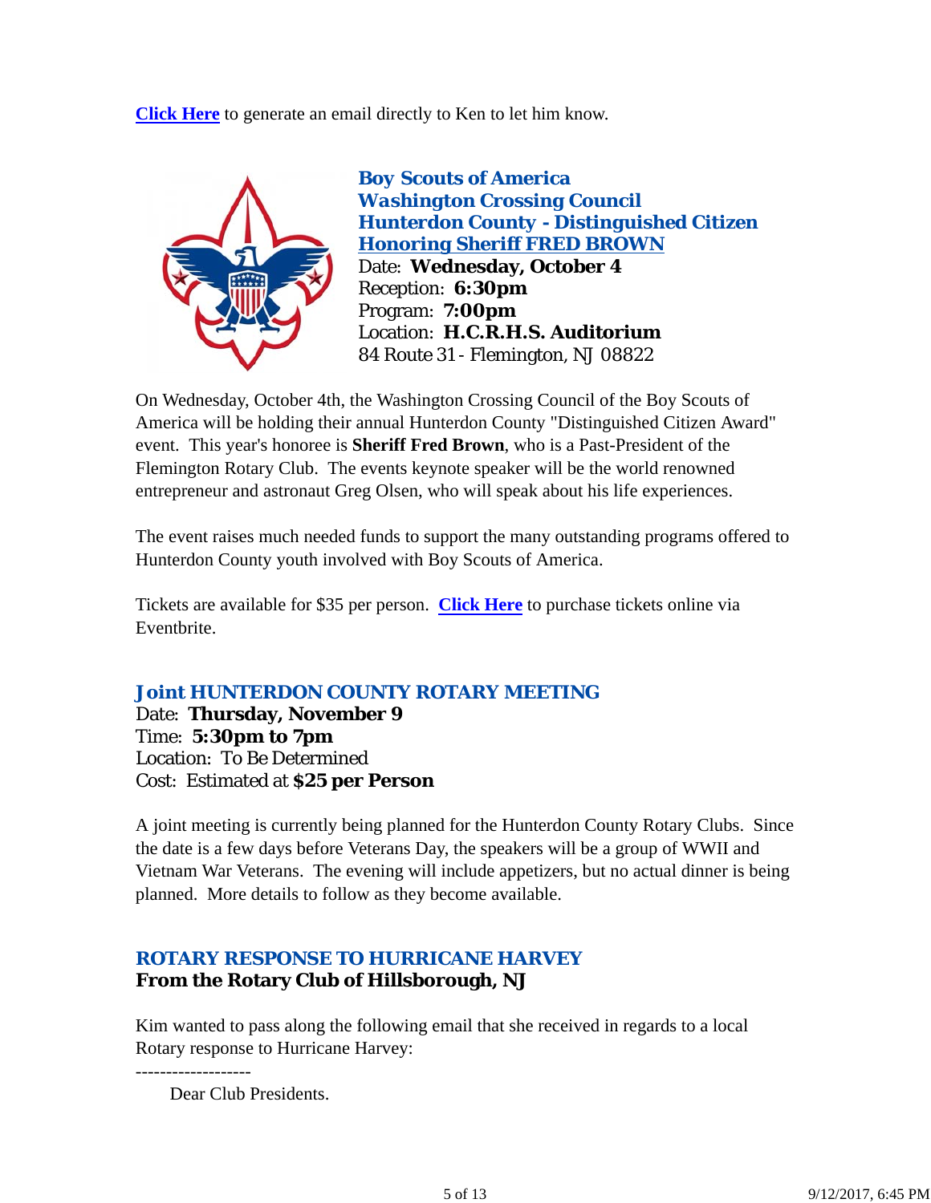**Click Here** to generate an email directly to Ken to let him know.

### Boy Scouts of America
### Washington Crossing Council
### Hunterdon County - Distinguished Citizen
### Honoring Sheriff FRED BROWN

Date: **Wednesday, October 4**
Reception: **6:30pm**
Program: **7:00pm**
Location: **H.C.R.H.S. Auditorium**
84 Route 31 - Flemington, NJ 08822

On Wednesday, October 4th, the Washington Crossing Council of the Boy Scouts of America will be holding their annual Hunterdon County "Distinguished Citizen Award" event. This year's honoree is **Sheriff Fred Brown**, who is a Past-President of the Flemington Rotary Club. The events keynote speaker will be the world renowned entrepreneur and astronaut Greg Olsen, who will speak about his life experiences.

The event raises much needed funds to support the many outstanding programs offered to Hunterdon County youth involved with Boy Scouts of America.

Tickets are available for $35 per person. **Click Here** to purchase tickets online via Eventbrite.

## Joint HUNTERDON COUNTY ROTARY MEETING

Date: **Thursday, November 9**
Time: **5:30pm to 7pm**
Location: To Be Determined
Cost: Estimated at **$25 per Person**

A joint meeting is currently being planned for the Hunterdon County Rotary Clubs. Since the date is a few days before Veterans Day, the speakers will be a group of WWII and Vietnam War Veterans. The evening will include appetizers, but no actual dinner is being planned. More details to follow as they become available.

## ROTARY RESPONSE TO HURRICANE HARVEY
**From the Rotary Club of Hillsborough, NJ**

Kim wanted to pass along the following email that she received in regards to a local Rotary response to Hurricane Harvey:

-------------------

Dear Club Presidents.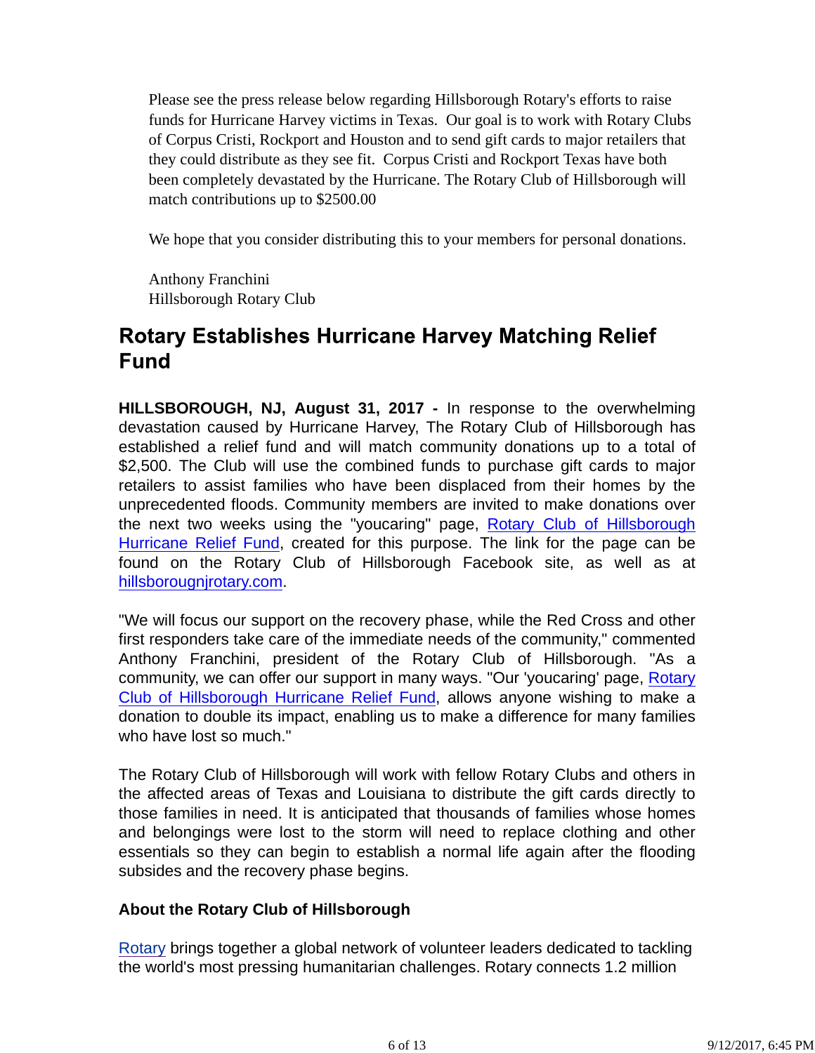Please see the press release below regarding Hillsborough Rotary's efforts to raise funds for Hurricane Harvey victims in Texas.  Our goal is to work with Rotary Clubs of Corpus Cristi, Rockport and Houston and to send gift cards to major retailers that they could distribute as they see fit.  Corpus Cristi and Rockport Texas have both been completely devastated by the Hurricane. The Rotary Club of Hillsborough will match contributions up to $2500.00

We hope that you consider distributing this to your members for personal donations.

Anthony Franchini
Hillsborough Rotary Club

## Rotary Establishes Hurricane Harvey Matching Relief Fund

**HILLSBOROUGH, NJ, August 31, 2017 -** In response to the overwhelming devastation caused by Hurricane Harvey, The Rotary Club of Hillsborough has established a relief fund and will match community donations up to a total of $2,500. The Club will use the combined funds to purchase gift cards to major retailers to assist families who have been displaced from their homes by the unprecedented floods. Community members are invited to make donations over the next two weeks using the "youcaring" page, Rotary Club of Hillsborough Hurricane Relief Fund, created for this purpose. The link for the page can be found on the Rotary Club of Hillsborough Facebook site, as well as at hillsborougnjrotary.com.

"We will focus our support on the recovery phase, while the Red Cross and other first responders take care of the immediate needs of the community," commented Anthony Franchini, president of the Rotary Club of Hillsborough. "As a community, we can offer our support in many ways. "Our 'youcaring' page, Rotary Club of Hillsborough Hurricane Relief Fund, allows anyone wishing to make a donation to double its impact, enabling us to make a difference for many families who have lost so much."

The Rotary Club of Hillsborough will work with fellow Rotary Clubs and others in the affected areas of Texas and Louisiana to distribute the gift cards directly to those families in need. It is anticipated that thousands of families whose homes and belongings were lost to the storm will need to replace clothing and other essentials so they can begin to establish a normal life again after the flooding subsides and the recovery phase begins.

### About the Rotary Club of Hillsborough

Rotary brings together a global network of volunteer leaders dedicated to tackling the world's most pressing humanitarian challenges. Rotary connects 1.2 million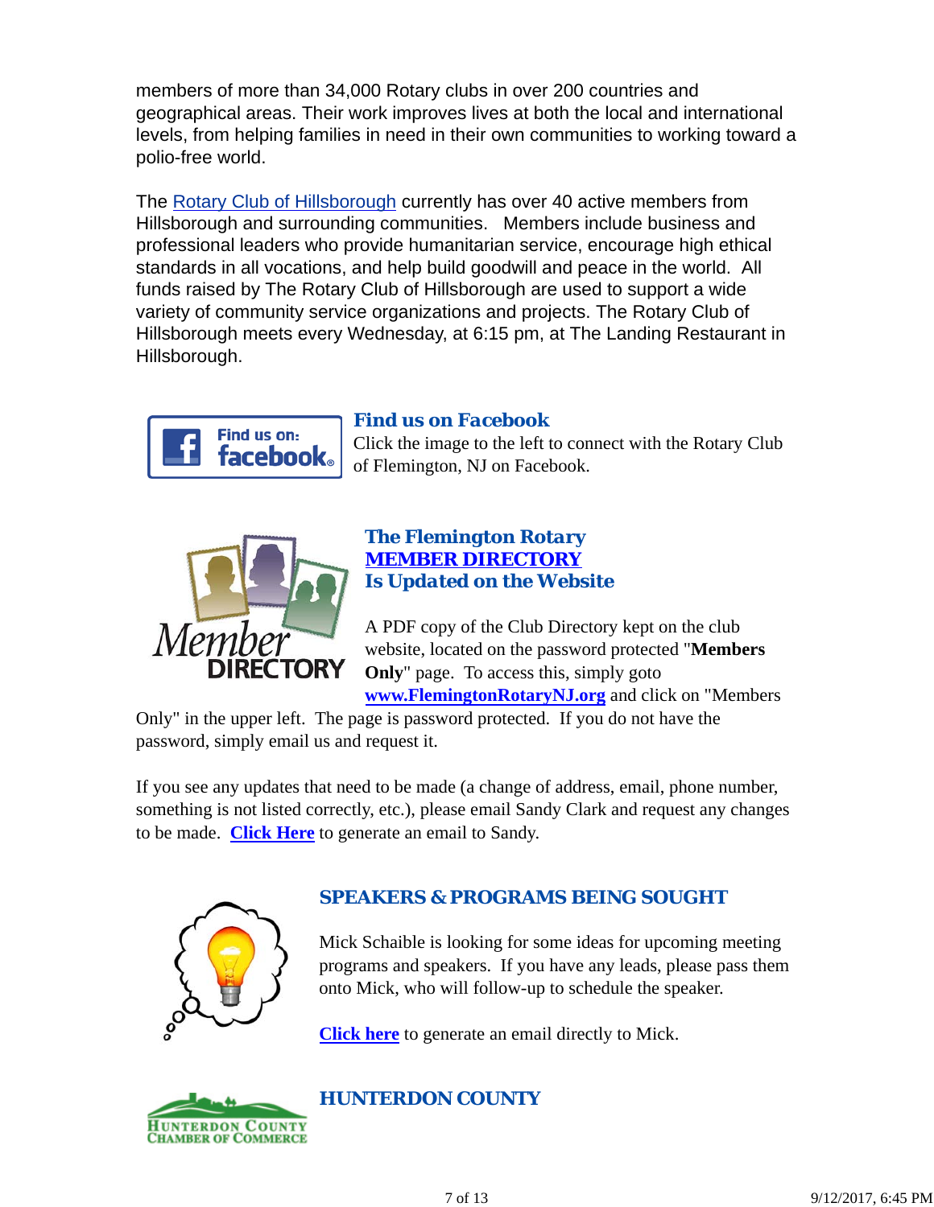members of more than 34,000 Rotary clubs in over 200 countries and geographical areas. Their work improves lives at both the local and international levels, from helping families in need in their own communities to working toward a polio-free world.

The Rotary Club of Hillsborough currently has over 40 active members from Hillsborough and surrounding communities.  Members include business and professional leaders who provide humanitarian service, encourage high ethical standards in all vocations, and help build goodwill and peace in the world.  All funds raised by The Rotary Club of Hillsborough are used to support a wide variety of community service organizations and projects. The Rotary Club of Hillsborough meets every Wednesday, at 6:15 pm, at The Landing Restaurant in Hillsborough.

### *Find us on Facebook*

Click the image to the left to connect with the Rotary Club of Flemington, NJ on Facebook.

### *The Flemington Rotary MEMBER DIRECTORY Is Updated on the Website*

A PDF copy of the Club Directory kept on the club website, located on the password protected "**Members Only**" page.  To access this, simply goto **www.FlemingtonRotaryNJ.org** and click on "Members Only" in the upper left.  The page is password protected.  If you do not have the password, simply email us and request it.

If you see any updates that need to be made (a change of address, email, phone number, something is not listed correctly, etc.), please email Sandy Clark and request any changes to be made.  **Click Here** to generate an email to Sandy.

### *SPEAKERS & PROGRAMS BEING SOUGHT*

Mick Schaible is looking for some ideas for upcoming meeting programs and speakers.  If you have any leads, please pass them onto Mick, who will follow-up to schedule the speaker.

**Click here** to generate an email directly to Mick.

### *HUNTERDON COUNTY*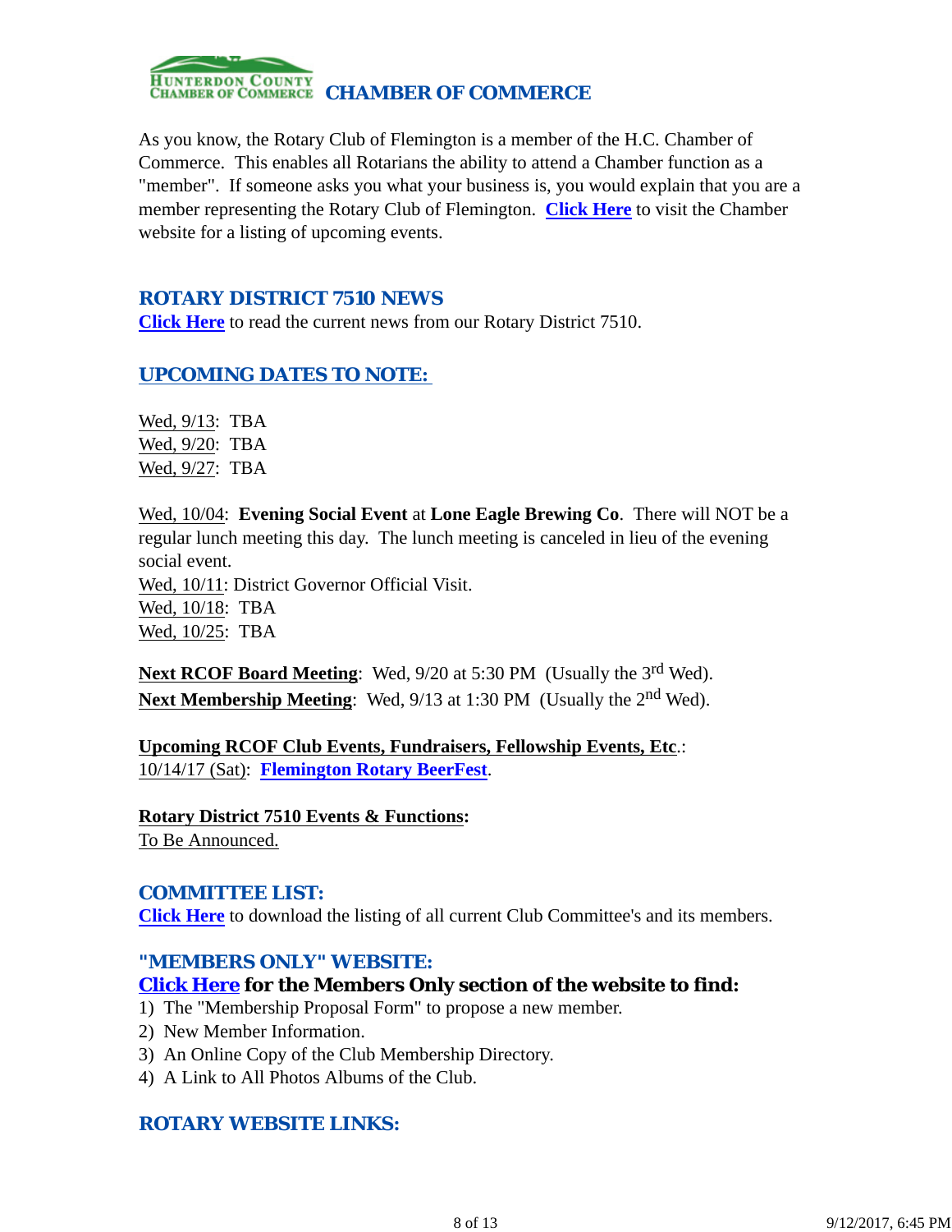## HUNTERDON COUNTY CHAMBER OF COMMERCE

As you know, the Rotary Club of Flemington is a member of the H.C. Chamber of Commerce. This enables all Rotarians the ability to attend a Chamber function as a "member". If someone asks you what your business is, you would explain that you are a member representing the Rotary Club of Flemington. **Click Here** to visit the Chamber website for a listing of upcoming events.

## ROTARY DISTRICT 7510 NEWS

**Click Here** to read the current news from our Rotary District 7510.

## UPCOMING DATES TO NOTE:

Wed, 9/13: TBA
Wed, 9/20: TBA
Wed, 9/27: TBA

Wed, 10/04: **Evening Social Event** at **Lone Eagle Brewing Co**. There will NOT be a regular lunch meeting this day. The lunch meeting is canceled in lieu of the evening social event.
Wed, 10/11: District Governor Official Visit.
Wed, 10/18: TBA
Wed, 10/25: TBA

**Next RCOF Board Meeting**: Wed, 9/20 at 5:30 PM (Usually the 3rd Wed).
**Next Membership Meeting**: Wed, 9/13 at 1:30 PM (Usually the 2nd Wed).

**Upcoming RCOF Club Events, Fundraisers, Fellowship Events, Etc**.:
10/14/17 (Sat): **Flemington Rotary BeerFest**.

**Rotary District 7510 Events & Functions:**
To Be Announced.

## COMMITTEE LIST:

**Click Here** to download the listing of all current Club Committee's and its members.

## "MEMBERS ONLY" WEBSITE:

**Click Here for the Members Only section of the website to find:**

1) The "Membership Proposal Form" to propose a new member.
2) New Member Information.
3) An Online Copy of the Club Membership Directory.
4) A Link to All Photos Albums of the Club.

## ROTARY WEBSITE LINKS: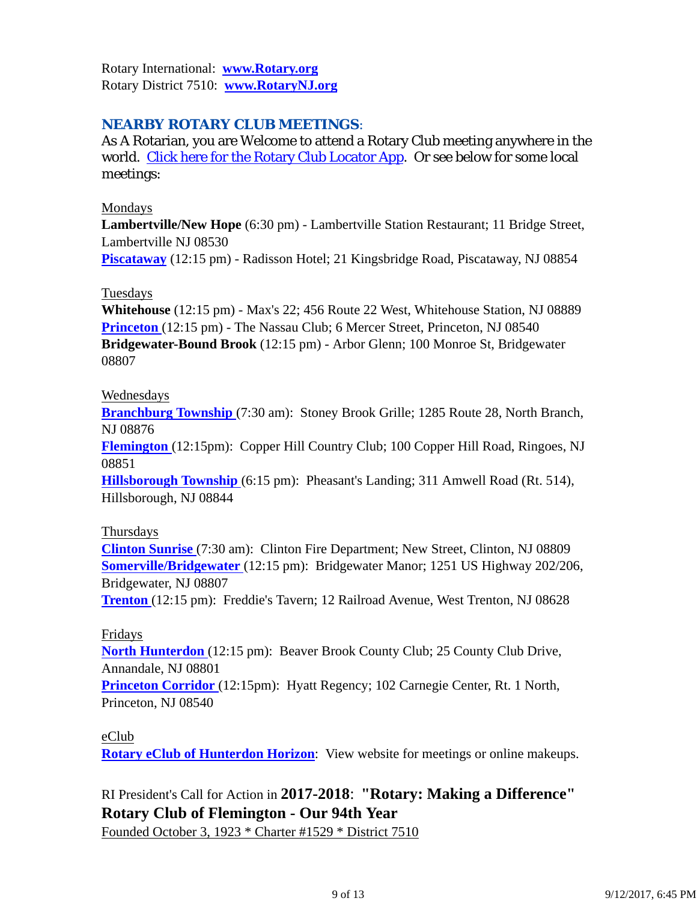Rotary International: **www.Rotary.org**
Rotary District 7510: **www.RotaryNJ.org**

## NEARBY ROTARY CLUB MEETINGS:

As A Rotarian, you are Welcome to attend a Rotary Club meeting anywhere in the world. Click here for the Rotary Club Locator App. Or see below for some local meetings:

Mondays
**Lambertville/New Hope** (6:30 pm) - Lambertville Station Restaurant; 11 Bridge Street, Lambertville NJ 08530
**Piscataway** (12:15 pm) - Radisson Hotel; 21 Kingsbridge Road, Piscataway, NJ 08854

Tuesdays
**Whitehouse** (12:15 pm) - Max's 22; 456 Route 22 West, Whitehouse Station, NJ 08889
**Princeton** (12:15 pm) - The Nassau Club; 6 Mercer Street, Princeton, NJ 08540
**Bridgewater-Bound Brook** (12:15 pm) - Arbor Glenn; 100 Monroe St, Bridgewater 08807

Wednesdays
**Branchburg Township** (7:30 am): Stoney Brook Grille; 1285 Route 28, North Branch, NJ 08876
**Flemington** (12:15pm): Copper Hill Country Club; 100 Copper Hill Road, Ringoes, NJ 08851
**Hillsborough Township** (6:15 pm): Pheasant's Landing; 311 Amwell Road (Rt. 514), Hillsborough, NJ 08844

Thursdays
**Clinton Sunrise** (7:30 am): Clinton Fire Department; New Street, Clinton, NJ 08809
**Somerville/Bridgewater** (12:15 pm): Bridgewater Manor; 1251 US Highway 202/206, Bridgewater, NJ 08807
**Trenton** (12:15 pm): Freddie's Tavern; 12 Railroad Avenue, West Trenton, NJ 08628

Fridays
**North Hunterdon** (12:15 pm): Beaver Brook County Club; 25 County Club Drive, Annandale, NJ 08801
**Princeton Corridor** (12:15pm): Hyatt Regency; 102 Carnegie Center, Rt. 1 North, Princeton, NJ 08540

eClub
**Rotary eClub of Hunterdon Horizon**: View website for meetings or online makeups.

RI President's Call for Action in **2017-2018**: **"Rotary: Making a Difference"**
**Rotary Club of Flemington - Our 94th Year**
Founded October 3, 1923 * Charter #1529 * District 7510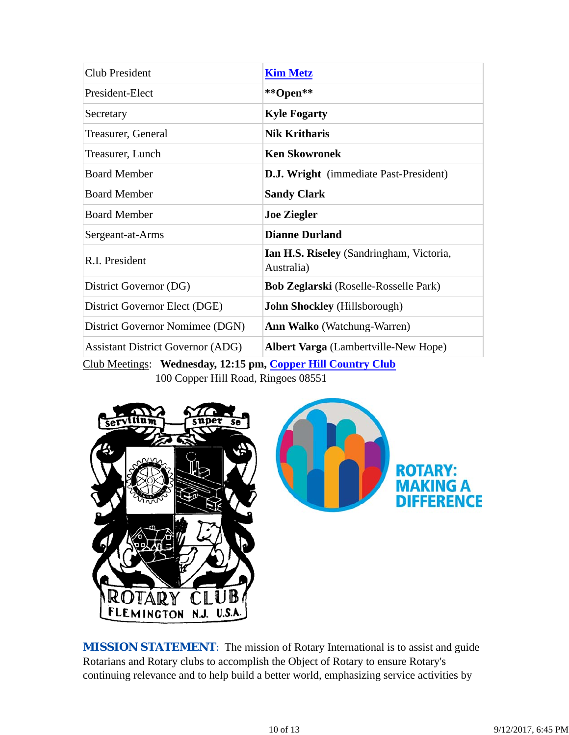| Club President | **Kim Metz** |
|---|---|
| President-Elect | **\*\*Open\*\*** |
| Secretary | **Kyle Fogarty** |
| Treasurer, General | **Nik Kritharis** |
| Treasurer, Lunch | **Ken Skowronek** |
| Board Member | **D.J. Wright** (immediate Past-President) |
| Board Member | **Sandy Clark** |
| Board Member | **Joe Ziegler** |
| Sergeant-at-Arms | **Dianne Durland** |
| R.I. President | **Ian H.S. Riseley** (Sandringham, Victoria, Australia) |
| District Governor (DG) | **Bob Zeglarski** (Roselle-Rosselle Park) |
| District Governor Elect (DGE) | **John Shockley** (Hillsborough) |
| District Governor Nomimee (DGN) | **Ann Walko** (Watchung-Warren) |
| Assistant District Governor (ADG) | **Albert Varga** (Lambertville-New Hope) |

Club Meetings: **Wednesday, 12:15 pm, Copper Hill Country Club**
100 Copper Hill Road, Ringoes 08551

**MISSION STATEMENT**: The mission of Rotary International is to assist and guide Rotarians and Rotary clubs to accomplish the Object of Rotary to ensure Rotary's continuing relevance and to help build a better world, emphasizing service activities by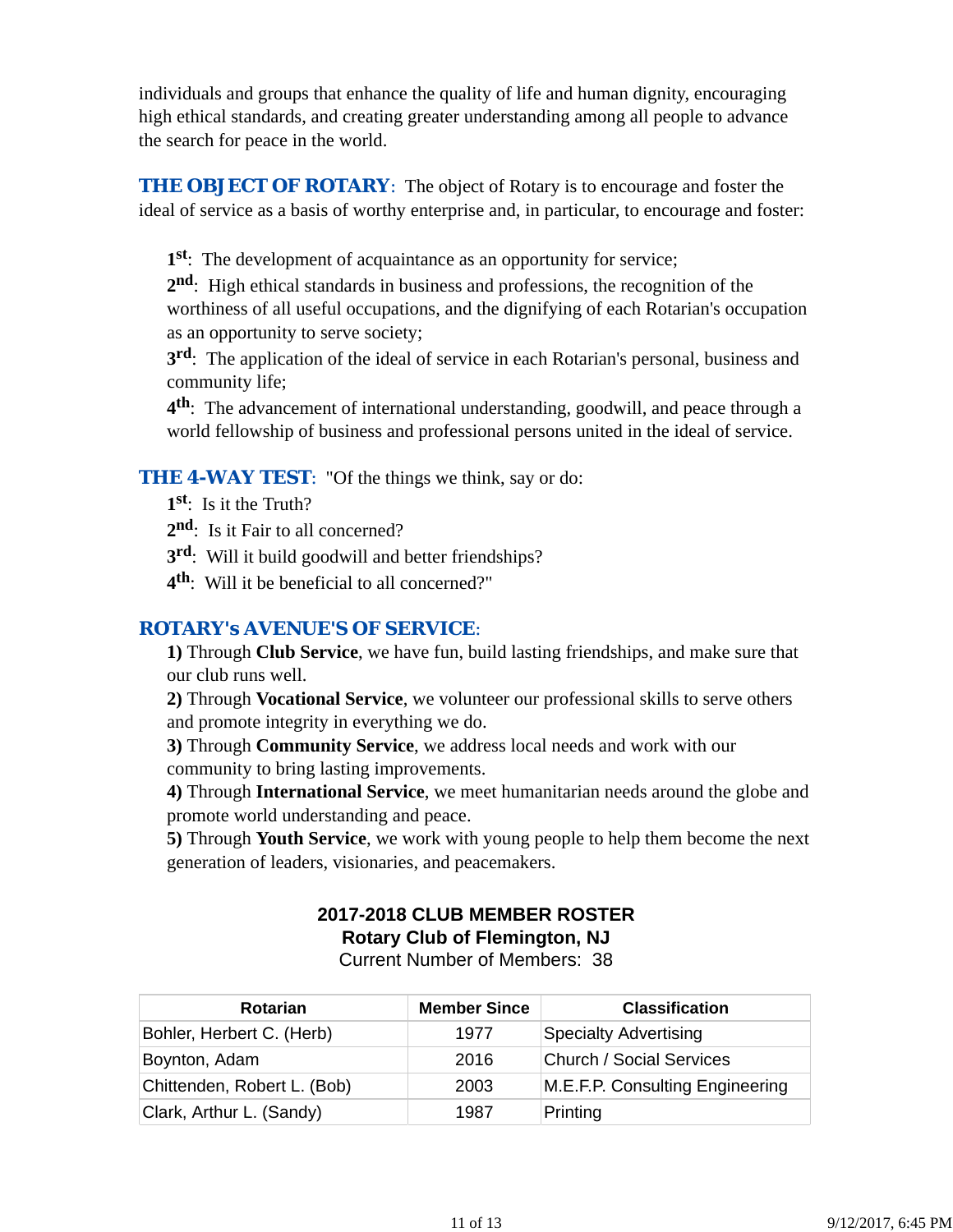individuals and groups that enhance the quality of life and human dignity, encouraging high ethical standards, and creating greater understanding among all people to advance the search for peace in the world.

**THE OBJECT OF ROTARY**: The object of Rotary is to encourage and foster the ideal of service as a basis of worthy enterprise and, in particular, to encourage and foster:

**1st**: The development of acquaintance as an opportunity for service;
**2nd**: High ethical standards in business and professions, the recognition of the worthiness of all useful occupations, and the dignifying of each Rotarian's occupation as an opportunity to serve society;
**3rd**: The application of the ideal of service in each Rotarian's personal, business and community life;
**4th**: The advancement of international understanding, goodwill, and peace through a world fellowship of business and professional persons united in the ideal of service.

**THE 4-WAY TEST**: "Of the things we think, say or do:
**1st**: Is it the Truth?
**2nd**: Is it Fair to all concerned?
**3rd**: Will it build goodwill and better friendships?
**4th**: Will it be beneficial to all concerned?"

***ROTARY's AVENUE'S OF SERVICE***:
**1)** Through **Club Service**, we have fun, build lasting friendships, and make sure that our club runs well.
**2)** Through **Vocational Service**, we volunteer our professional skills to serve others and promote integrity in everything we do.
**3)** Through **Community Service**, we address local needs and work with our community to bring lasting improvements.
**4)** Through **International Service**, we meet humanitarian needs around the globe and promote world understanding and peace.
**5)** Through **Youth Service**, we work with young people to help them become the next generation of leaders, visionaries, and peacemakers.

**2017-2018 CLUB MEMBER ROSTER**
**Rotary Club of Flemington, NJ**
Current Number of Members: 38

| Rotarian | Member Since | Classification |
|---|---|---|
| Bohler, Herbert C. (Herb) | 1977 | Specialty Advertising |
| Boynton, Adam | 2016 | Church / Social Services |
| Chittenden, Robert L. (Bob) | 2003 | M.E.F.P. Consulting Engineering |
| Clark, Arthur L. (Sandy) | 1987 | Printing |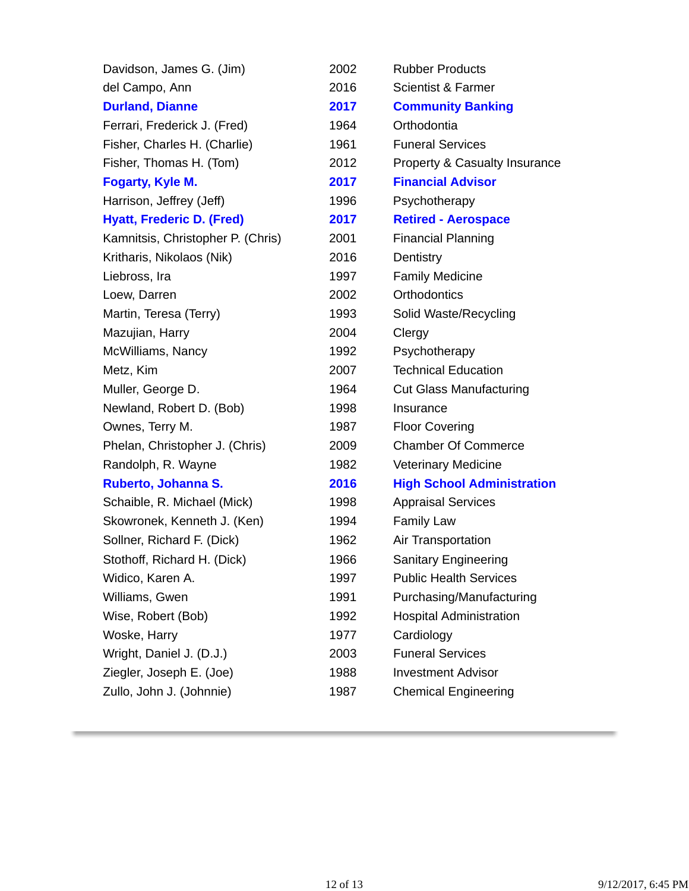| | | |
|---|---|---|
| Davidson, James G. (Jim) | 2002 | Rubber Products |
| del Campo, Ann | 2016 | Scientist & Farmer |
| **Durland, Dianne** | **2017** | **Community Banking** |
| Ferrari, Frederick J. (Fred) | 1964 | Orthodontia |
| Fisher, Charles H. (Charlie) | 1961 | Funeral Services |
| Fisher, Thomas H. (Tom) | 2012 | Property & Casualty Insurance |
| **Fogarty, Kyle M.** | **2017** | **Financial Advisor** |
| Harrison, Jeffrey (Jeff) | 1996 | Psychotherapy |
| **Hyatt, Frederic D. (Fred)** | **2017** | **Retired - Aerospace** |
| Kamnitsis, Christopher P. (Chris) | 2001 | Financial Planning |
| Kritharis, Nikolaos (Nik) | 2016 | Dentistry |
| Liebross, Ira | 1997 | Family Medicine |
| Loew, Darren | 2002 | Orthodontics |
| Martin, Teresa (Terry) | 1993 | Solid Waste/Recycling |
| Mazujian, Harry | 2004 | Clergy |
| McWilliams, Nancy | 1992 | Psychotherapy |
| Metz, Kim | 2007 | Technical Education |
| Muller, George D. | 1964 | Cut Glass Manufacturing |
| Newland, Robert D. (Bob) | 1998 | Insurance |
| Ownes, Terry M. | 1987 | Floor Covering |
| Phelan, Christopher J. (Chris) | 2009 | Chamber Of Commerce |
| Randolph, R. Wayne | 1982 | Veterinary Medicine |
| **Ruberto, Johanna S.** | **2016** | **High School Administration** |
| Schaible, R. Michael (Mick) | 1998 | Appraisal Services |
| Skowronek, Kenneth J. (Ken) | 1994 | Family Law |
| Sollner, Richard F. (Dick) | 1962 | Air Transportation |
| Stothoff, Richard H. (Dick) | 1966 | Sanitary Engineering |
| Widico, Karen A. | 1997 | Public Health Services |
| Williams, Gwen | 1991 | Purchasing/Manufacturing |
| Wise, Robert (Bob) | 1992 | Hospital Administration |
| Woske, Harry | 1977 | Cardiology |
| Wright, Daniel J. (D.J.) | 2003 | Funeral Services |
| Ziegler, Joseph E. (Joe) | 1988 | Investment Advisor |
| Zullo, John J. (Johnnie) | 1987 | Chemical Engineering |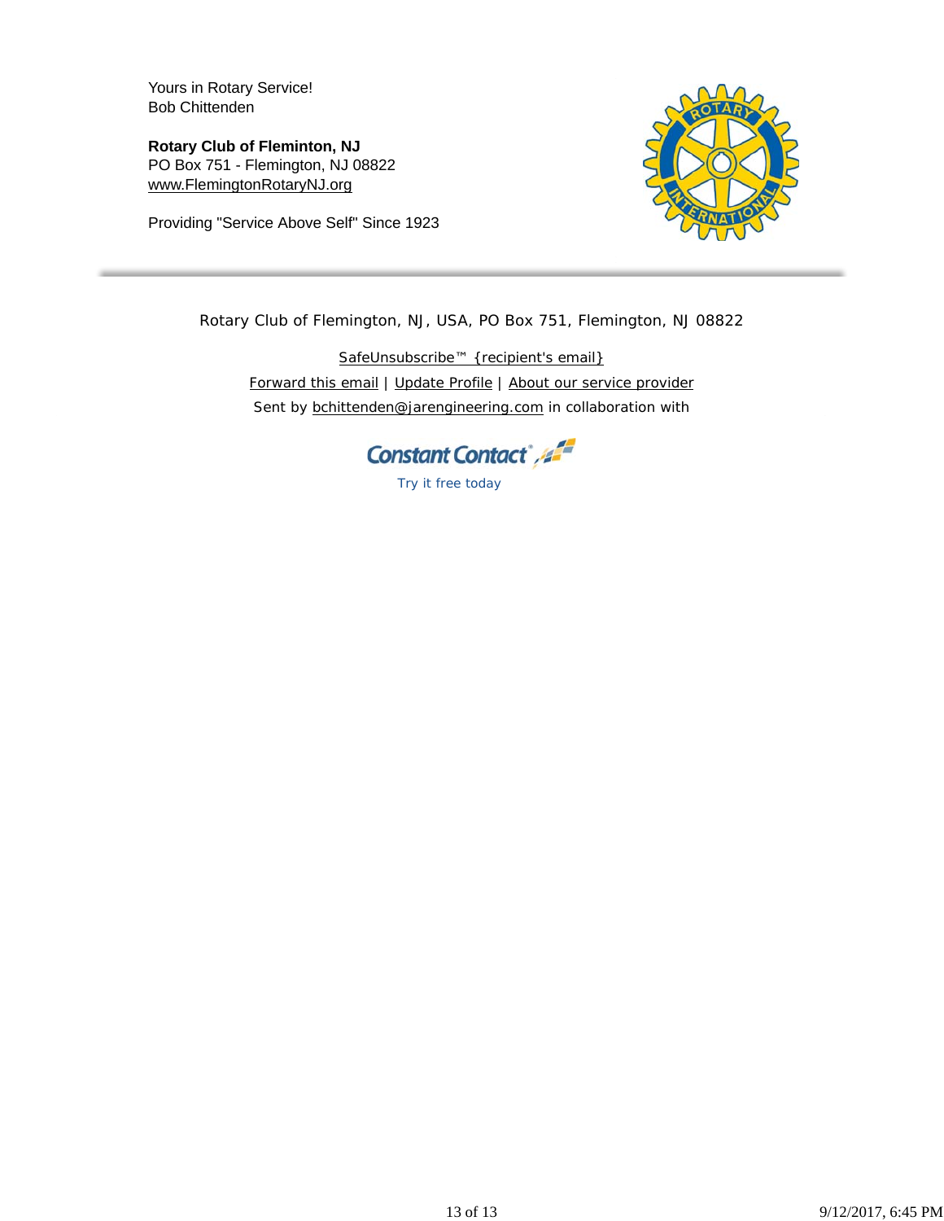Yours in Rotary Service!
Bob Chittenden

**Rotary Club of Fleminton, NJ**
PO Box 751 - Flemington, NJ 08822
www.FlemingtonRotaryNJ.org

Providing "Service Above Self" Since 1923

---

Rotary Club of Flemington, NJ, USA, PO Box 751, Flemington, NJ 08822

SafeUnsubscribe™ {recipient's email}
Forward this email | Update Profile | About our service provider
Sent by bchittenden@jarengineering.com in collaboration with

Constant Contact
Try it free today